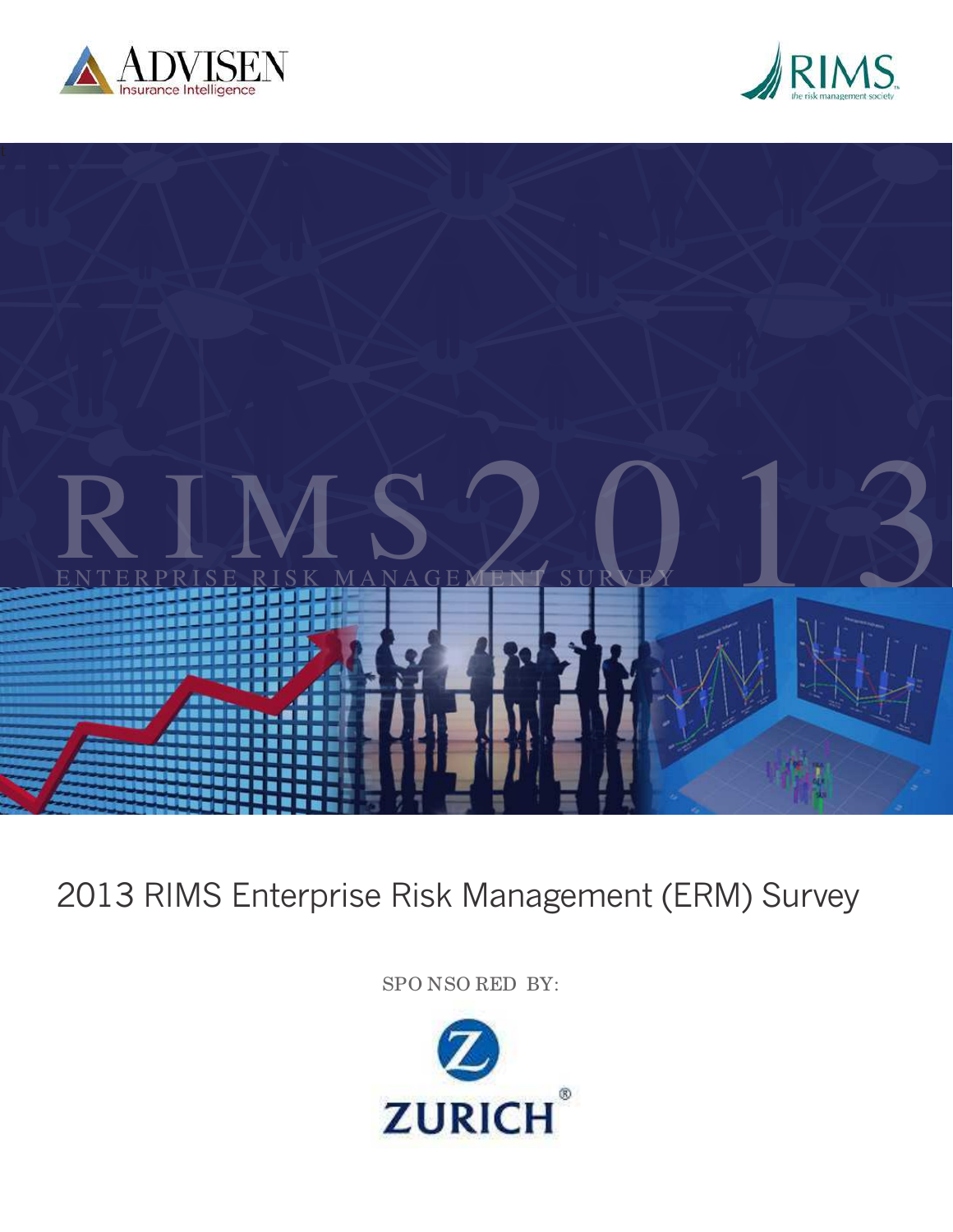ADVISEN Insurance Intelligence

RIMS the risk management society

RIMS 2013

ENTERPRISE RISK MANAGEMENT SURVEY

# 2013 RIMS Enterprise Risk Management (ERM) Survey

SPONSORED BY:

ZURICH®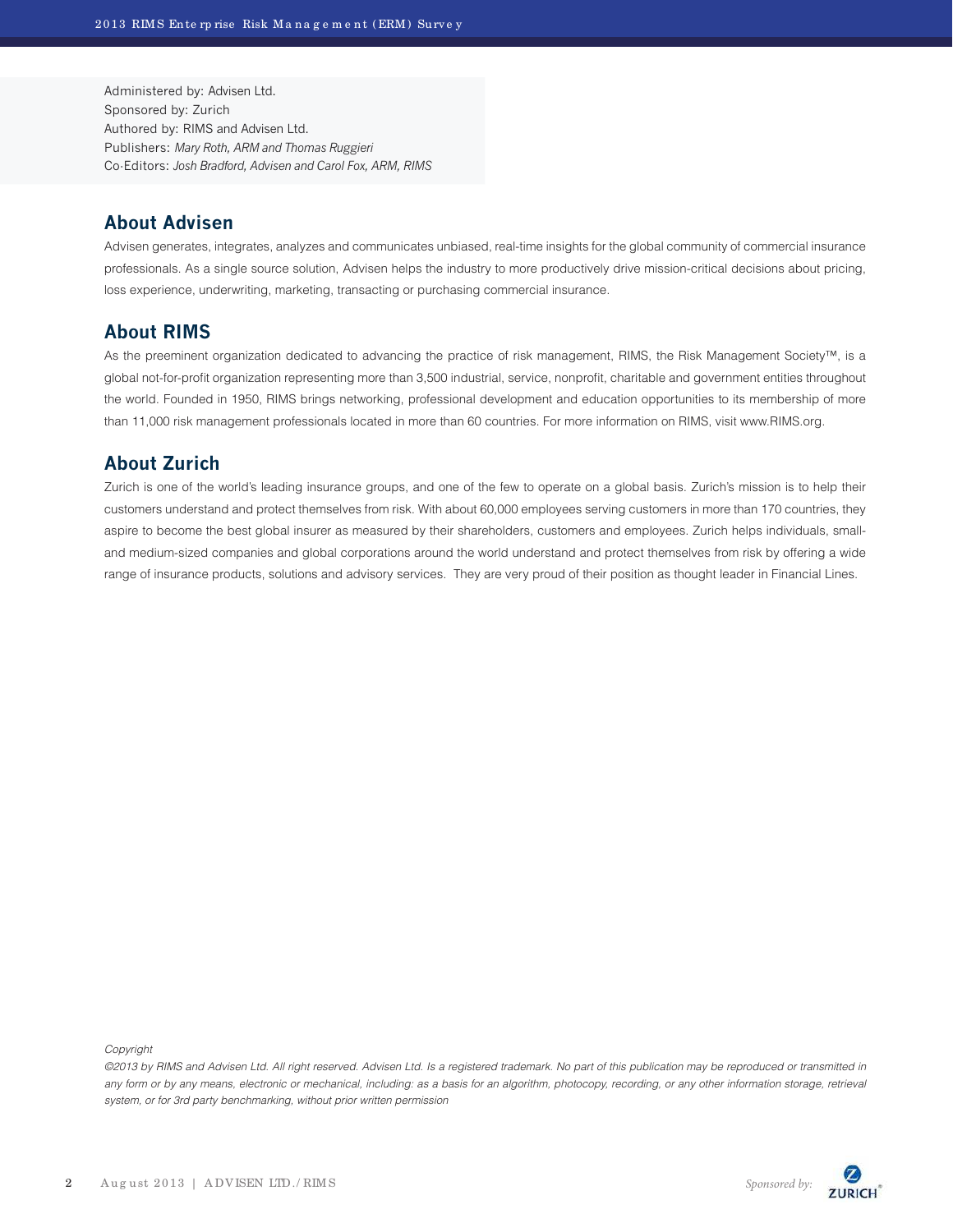Administered by: Advisen Ltd.
Sponsored by: Zurich
Authored by: RIMS and Advisen Ltd.
Publishers: *Mary Roth, ARM and Thomas Ruggieri*
Co-Editors: *Josh Bradford, Advisen and Carol Fox, ARM, RIMS*

## About Advisen

Advisen generates, integrates, analyzes and communicates unbiased, real-time insights for the global community of commercial insurance professionals. As a single source solution, Advisen helps the industry to more productively drive mission-critical decisions about pricing, loss experience, underwriting, marketing, transacting or purchasing commercial insurance.

## About RIMS

As the preeminent organization dedicated to advancing the practice of risk management, RIMS, the Risk Management Society™, is a global not-for-profit organization representing more than 3,500 industrial, service, nonprofit, charitable and government entities throughout the world. Founded in 1950, RIMS brings networking, professional development and education opportunities to its membership of more than 11,000 risk management professionals located in more than 60 countries. For more information on RIMS, visit www.RIMS.org.

## About Zurich

Zurich is one of the world's leading insurance groups, and one of the few to operate on a global basis. Zurich's mission is to help their customers understand and protect themselves from risk. With about 60,000 employees serving customers in more than 170 countries, they aspire to become the best global insurer as measured by their shareholders, customers and employees. Zurich helps individuals, small- and medium-sized companies and global corporations around the world understand and protect themselves from risk by offering a wide range of insurance products, solutions and advisory services. They are very proud of their position as thought leader in Financial Lines.

*Copyright*

*©2013 by RIMS and Advisen Ltd. All right reserved. Advisen Ltd. Is a registered trademark. No part of this publication may be reproduced or transmitted in any form or by any means, electronic or mechanical, including: as a basis for an algorithm, photocopy, recording, or any other information storage, retrieval system, or for 3rd party benchmarking, without prior written permission*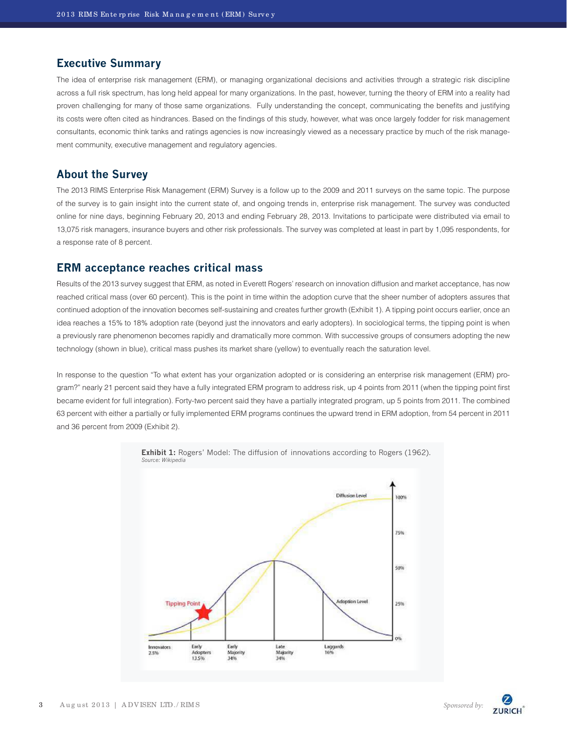## Executive Summary

The idea of enterprise risk management (ERM), or managing organizational decisions and activities through a strategic risk discipline across a full risk spectrum, has long held appeal for many organizations. In the past, however, turning the theory of ERM into a reality had proven challenging for many of those same organizations. Fully understanding the concept, communicating the benefits and justifying its costs were often cited as hindrances. Based on the findings of this study, however, what was once largely fodder for risk management consultants, economic think tanks and ratings agencies is now increasingly viewed as a necessary practice by much of the risk management community, executive management and regulatory agencies.

## About the Survey

The 2013 RIMS Enterprise Risk Management (ERM) Survey is a follow up to the 2009 and 2011 surveys on the same topic. The purpose of the survey is to gain insight into the current state of, and ongoing trends in, enterprise risk management. The survey was conducted online for nine days, beginning February 20, 2013 and ending February 28, 2013. Invitations to participate were distributed via email to 13,075 risk managers, insurance buyers and other risk professionals. The survey was completed at least in part by 1,095 respondents, for a response rate of 8 percent.

## ERM acceptance reaches critical mass

Results of the 2013 survey suggest that ERM, as noted in Everett Rogers' research on innovation diffusion and market acceptance, has now reached critical mass (over 60 percent). This is the point in time within the adoption curve that the sheer number of adopters assures that continued adoption of the innovation becomes self-sustaining and creates further growth (Exhibit 1). A tipping point occurs earlier, once an idea reaches a 15% to 18% adoption rate (beyond just the innovators and early adopters). In sociological terms, the tipping point is when a previously rare phenomenon becomes rapidly and dramatically more common. With successive groups of consumers adopting the new technology (shown in blue), critical mass pushes its market share (yellow) to eventually reach the saturation level.

In response to the question "To what extent has your organization adopted or is considering an enterprise risk management (ERM) program?" nearly 21 percent said they have a fully integrated ERM program to address risk, up 4 points from 2011 (when the tipping point first became evident for full integration). Forty-two percent said they have a partially integrated program, up 5 points from 2011. The combined 63 percent with either a partially or fully implemented ERM programs continues the upward trend in ERM adoption, from 54 percent in 2011 and 36 percent from 2009 (Exhibit 2).

**Exhibit 1:** Rogers' Model: The diffusion of innovations according to Rogers (1962).
*Source: Wikipedia*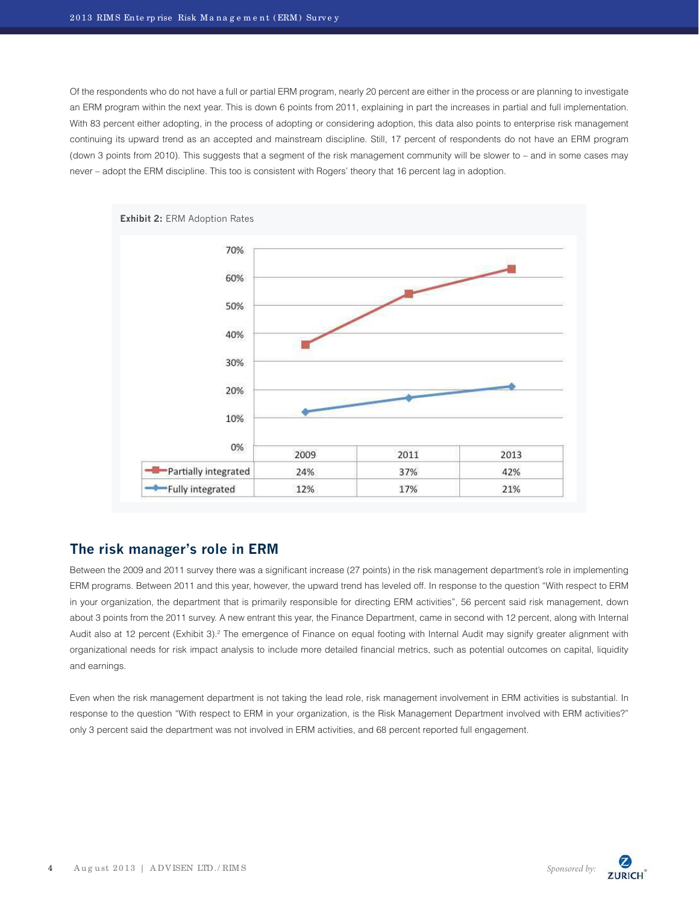Of the respondents who do not have a full or partial ERM program, nearly 20 percent are either in the process or are planning to investigate an ERM program within the next year. This is down 6 points from 2011, explaining in part the increases in partial and full implementation. With 83 percent either adopting, in the process of adopting or considering adoption, this data also points to enterprise risk management continuing its upward trend as an accepted and mainstream discipline. Still, 17 percent of respondents do not have an ERM program (down 3 points from 2010). This suggests that a segment of the risk management community will be slower to – and in some cases may never – adopt the ERM discipline. This too is consistent with Rogers' theory that 16 percent lag in adoption.

**Exhibit 2:** ERM Adoption Rates

| | 2009 | 2011 | 2013 |
|---|---|---|---|
| Partially integrated | 24% | 37% | 42% |
| Fully integrated | 12% | 17% | 21% |

## The risk manager's role in ERM

Between the 2009 and 2011 survey there was a significant increase (27 points) in the risk management department's role in implementing ERM programs. Between 2011 and this year, however, the upward trend has leveled off. In response to the question "With respect to ERM in your organization, the department that is primarily responsible for directing ERM activities", 56 percent said risk management, down about 3 points from the 2011 survey. A new entrant this year, the Finance Department, came in second with 12 percent, along with Internal Audit also at 12 percent (Exhibit 3).[2] The emergence of Finance on equal footing with Internal Audit may signify greater alignment with organizational needs for risk impact analysis to include more detailed financial metrics, such as potential outcomes on capital, liquidity and earnings.

Even when the risk management department is not taking the lead role, risk management involvement in ERM activities is substantial. In response to the question "With respect to ERM in your organization, is the Risk Management Department involved with ERM activities?" only 3 percent said the department was not involved in ERM activities, and 68 percent reported full engagement.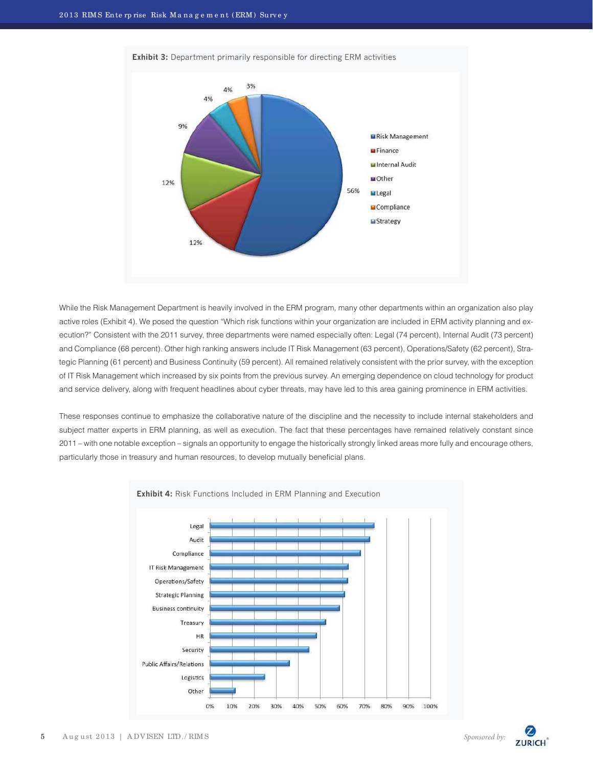**Exhibit 3:** Department primarily responsible for directing ERM activities

| Department | Percent |
|---|---|
| Risk Management | 56% |
| Finance | 12% |
| Internal Audit | 12% |
| Other | 9% |
| Legal | 4% |
| Compliance | 4% |
| Strategy | 3% |

While the Risk Management Department is heavily involved in the ERM program, many other departments within an organization also play active roles (Exhibit 4). We posed the question "Which risk functions within your organization are included in ERM activity planning and execution?" Consistent with the 2011 survey, three departments were named especially often: Legal (74 percent), Internal Audit (73 percent) and Compliance (68 percent). Other high ranking answers include IT Risk Management (63 percent), Operations/Safety (62 percent), Strategic Planning (61 percent) and Business Continuity (59 percent). All remained relatively consistent with the prior survey, with the exception of IT Risk Management which increased by six points from the previous survey. An emerging dependence on cloud technology for product and service delivery, along with frequent headlines about cyber threats, may have led to this area gaining prominence in ERM activities.

These responses continue to emphasize the collaborative nature of the discipline and the necessity to include internal stakeholders and subject matter experts in ERM planning, as well as execution. The fact that these percentages have remained relatively constant since 2011 – with one notable exception – signals an opportunity to engage the historically strongly linked areas more fully and encourage others, particularly those in treasury and human resources, to develop mutually beneficial plans.

**Exhibit 4:** Risk Functions Included in ERM Planning and Execution

| Risk Function |
|---|
| Legal |
| Audit |
| Compliance |
| IT Risk Management |
| Operations/Safety |
| Strategic Planning |
| Business continuity |
| Treasury |
| HR |
| Security |
| Public Affairs/Relations |
| Logistics |
| Other |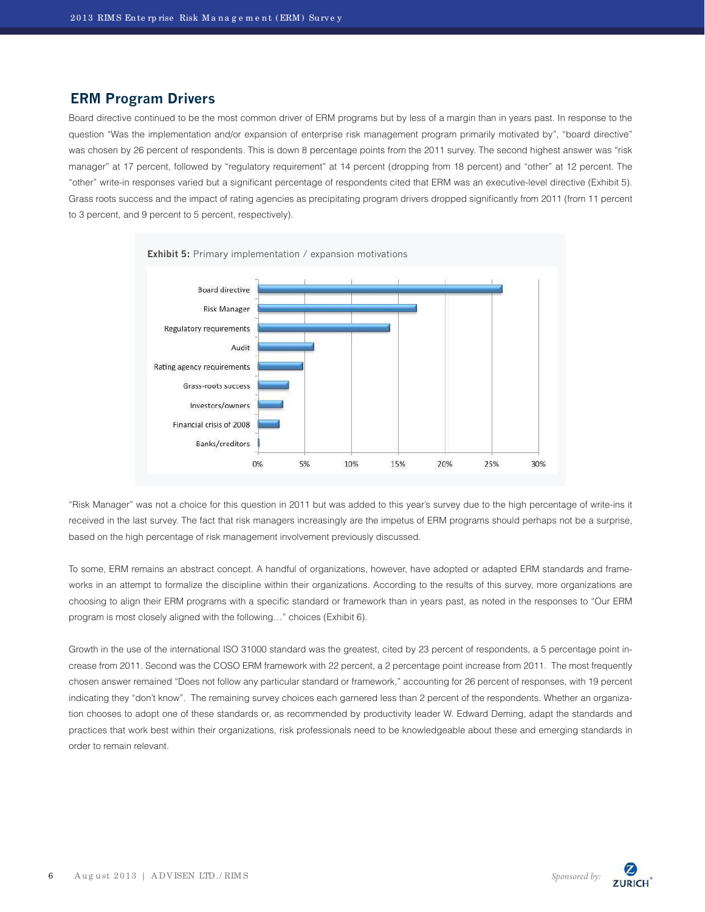## ERM Program Drivers

Board directive continued to be the most common driver of ERM programs but by less of a margin than in years past. In response to the question "Was the implementation and/or expansion of enterprise risk management program primarily motivated by", "board directive" was chosen by 26 percent of respondents. This is down 8 percentage points from the 2011 survey. The second highest answer was "risk manager" at 17 percent, followed by "regulatory requirement" at 14 percent (dropping from 18 percent) and "other" at 12 percent. The "other" write-in responses varied but a significant percentage of respondents cited that ERM was an executive-level directive (Exhibit 5). Grass roots success and the impact of rating agencies as precipitating program drivers dropped significantly from 2011 (from 11 percent to 3 percent, and 9 percent to 5 percent, respectively).

**Exhibit 5:** Primary implementation / expansion motivations

"Risk Manager" was not a choice for this question in 2011 but was added to this year's survey due to the high percentage of write-ins it received in the last survey. The fact that risk managers increasingly are the impetus of ERM programs should perhaps not be a surprise, based on the high percentage of risk management involvement previously discussed.

To some, ERM remains an abstract concept. A handful of organizations, however, have adopted or adapted ERM standards and frameworks in an attempt to formalize the discipline within their organizations. According to the results of this survey, more organizations are choosing to align their ERM programs with a specific standard or framework than in years past, as noted in the responses to "Our ERM program is most closely aligned with the following…" choices (Exhibit 6).

Growth in the use of the international ISO 31000 standard was the greatest, cited by 23 percent of respondents, a 5 percentage point increase from 2011. Second was the COSO ERM framework with 22 percent, a 2 percentage point increase from 2011. The most frequently chosen answer remained "Does not follow any particular standard or framework," accounting for 26 percent of responses, with 19 percent indicating they "don't know". The remaining survey choices each garnered less than 2 percent of the respondents. Whether an organization chooses to adopt one of these standards or, as recommended by productivity leader W. Edward Deming, adapt the standards and practices that work best within their organizations, risk professionals need to be knowledgeable about these and emerging standards in order to remain relevant.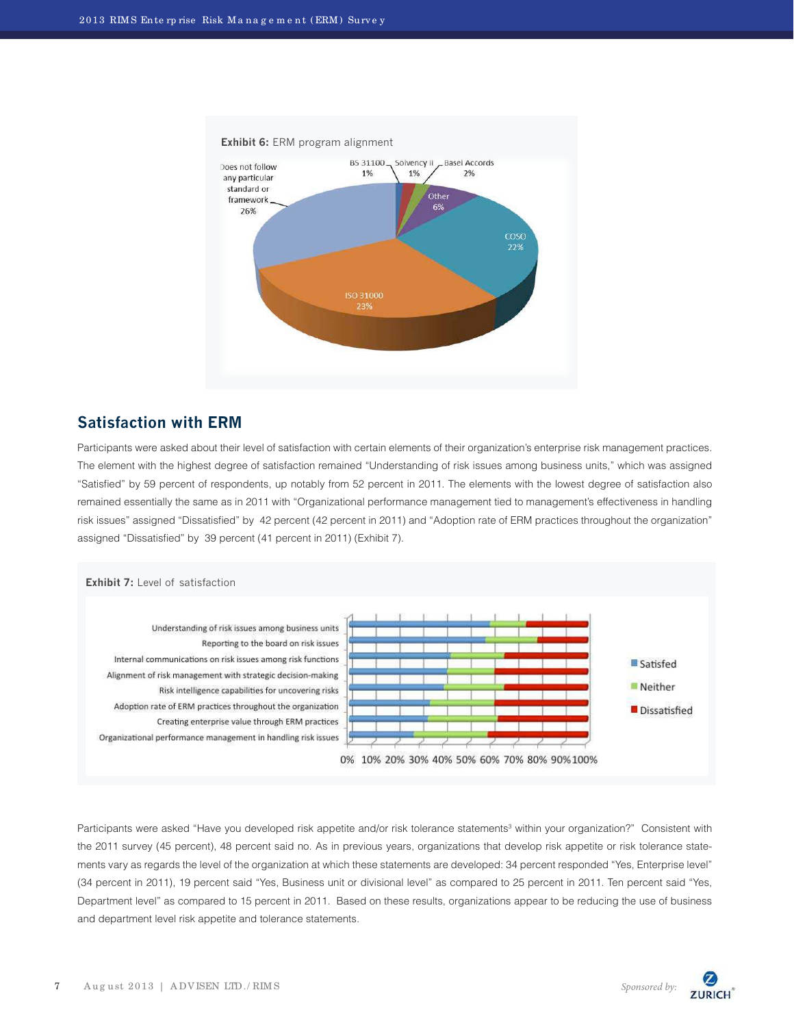**Exhibit 6:** ERM program alignment

| Alignment | Percent |
|---|---|
| Does not follow any particular standard or framework | 26% |
| ISO 31000 | 23% |
| COSO | 22% |
| Other | 6% |
| Basel Accords | 2% |
| Solvency II | 1% |
| BS 31100 | 1% |

## Satisfaction with ERM

Participants were asked about their level of satisfaction with certain elements of their organization's enterprise risk management practices. The element with the highest degree of satisfaction remained "Understanding of risk issues among business units," which was assigned "Satisfied" by 59 percent of respondents, up notably from 52 percent in 2011. The elements with the lowest degree of satisfaction also remained essentially the same as in 2011 with "Organizational performance management tied to management's effectiveness in handling risk issues" assigned "Dissatisfied" by 42 percent (42 percent in 2011) and "Adoption rate of ERM practices throughout the organization" assigned "Dissatisfied" by 39 percent (41 percent in 2011) (Exhibit 7).

**Exhibit 7:** Level of satisfaction

Categories (Satisfed / Neither / Dissatisfied, 0%–100%):

- Understanding of risk issues among business units
- Reporting to the board on risk issues
- Internal communications on risk issues among risk functions
- Alignment of risk management with strategic decision-making
- Risk intelligence capabilities for uncovering risks
- Adoption rate of ERM practices throughout the organization
- Creating enterprise value through ERM practices
- Organizational performance management in handling risk issues

Participants were asked "Have you developed risk appetite and/or risk tolerance statements[3] within your organization?" Consistent with the 2011 survey (45 percent), 48 percent said no. As in previous years, organizations that develop risk appetite or risk tolerance statements vary as regards the level of the organization at which these statements are developed: 34 percent responded "Yes, Enterprise level" (34 percent in 2011), 19 percent said "Yes, Business unit or divisional level" as compared to 25 percent in 2011. Ten percent said "Yes, Department level" as compared to 15 percent in 2011. Based on these results, organizations appear to be reducing the use of business and department level risk appetite and tolerance statements.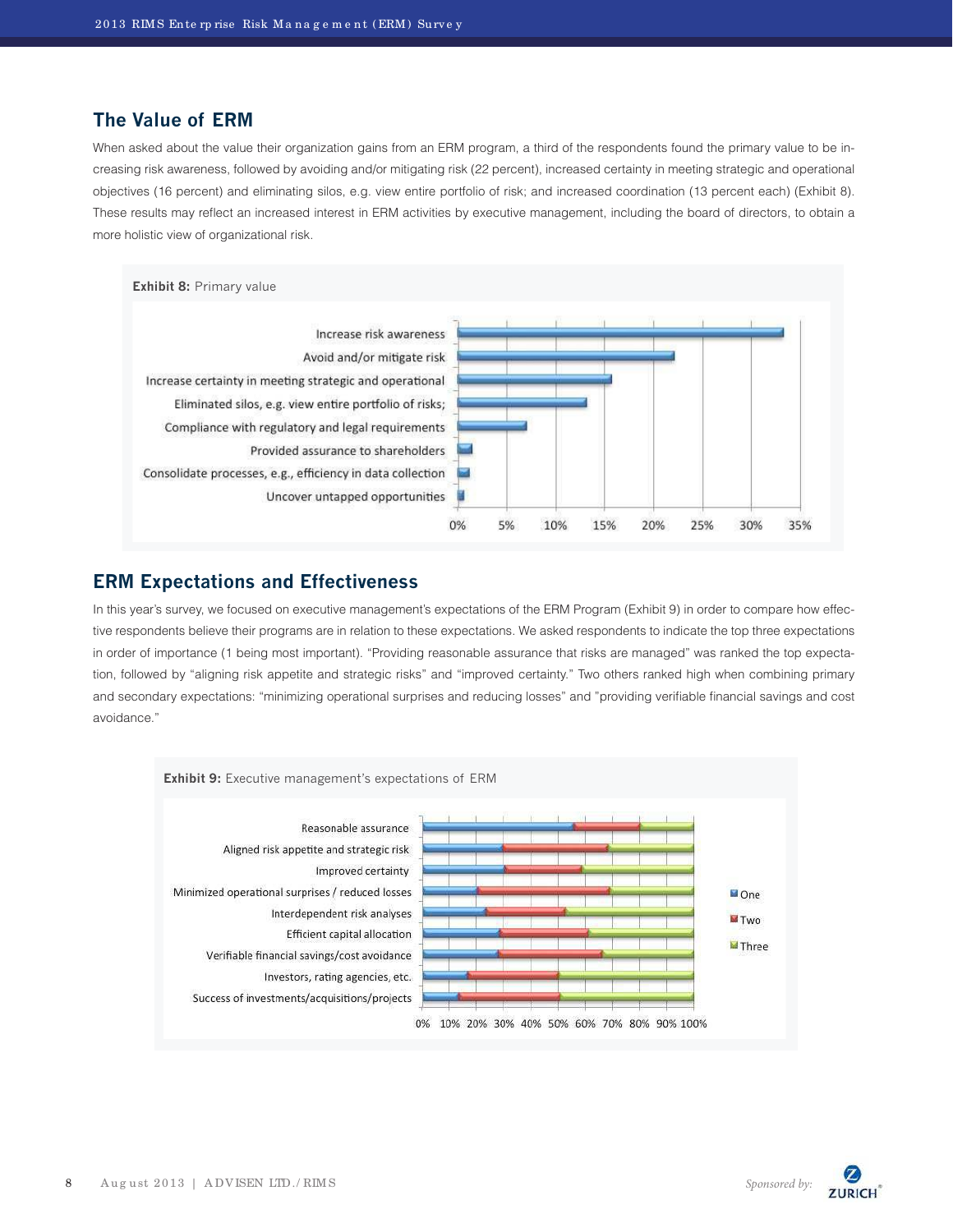## The Value of ERM

When asked about the value their organization gains from an ERM program, a third of the respondents found the primary value to be increasing risk awareness, followed by avoiding and/or mitigating risk (22 percent), increased certainty in meeting strategic and operational objectives (16 percent) and eliminating silos, e.g. view entire portfolio of risk; and increased coordination (13 percent each) (Exhibit 8). These results may reflect an increased interest in ERM activities by executive management, including the board of directors, to obtain a more holistic view of organizational risk.

**Exhibit 8:** Primary value

- Increase risk awareness
- Avoid and/or mitigate risk
- Increase certainty in meeting strategic and operational
- Eliminated silos, e.g. view entire portfolio of risks;
- Compliance with regulatory and legal requirements
- Provided assurance to shareholders
- Consolidate processes, e.g., efficiency in data collection
- Uncover untapped opportunities

0% 5% 10% 15% 20% 25% 30% 35%

## ERM Expectations and Effectiveness

In this year's survey, we focused on executive management's expectations of the ERM Program (Exhibit 9) in order to compare how effective respondents believe their programs are in relation to these expectations. We asked respondents to indicate the top three expectations in order of importance (1 being most important). "Providing reasonable assurance that risks are managed" was ranked the top expectation, followed by "aligning risk appetite and strategic risks" and "improved certainty." Two others ranked high when combining primary and secondary expectations: "minimizing operational surprises and reducing losses" and "providing verifiable financial savings and cost avoidance."

**Exhibit 9:** Executive management's expectations of ERM

- Reasonable assurance
- Aligned risk appetite and strategic risk
- Improved certainty
- Minimized operational surprises / reduced losses
- Interdependent risk analyses
- Efficient capital allocation
- Verifiable financial savings/cost avoidance
- Investors, rating agencies, etc.
- Success of investments/acquisitions/projects

Legend: One, Two, Three

0% 10% 20% 30% 40% 50% 60% 70% 80% 90% 100%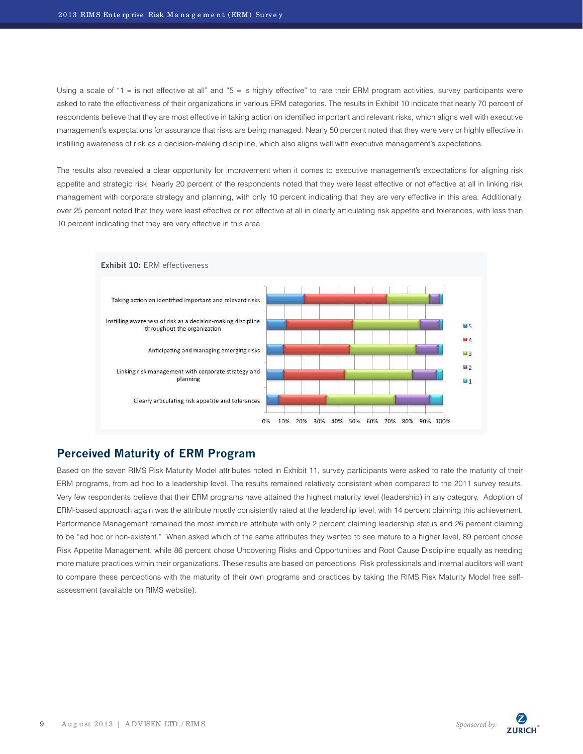Using a scale of "1 = is not effective at all" and "5 = is highly effective" to rate their ERM program activities, survey participants were asked to rate the effectiveness of their organizations in various ERM categories. The results in Exhibit 10 indicate that nearly 70 percent of respondents believe that they are most effective in taking action on identified important and relevant risks, which aligns well with executive management's expectations for assurance that risks are being managed. Nearly 50 percent noted that they were very or highly effective in instilling awareness of risk as a decision-making discipline, which also aligns well with executive management's expectations.

The results also revealed a clear opportunity for improvement when it comes to executive management's expectations for aligning risk appetite and strategic risk. Nearly 20 percent of the respondents noted that they were least effective or not effective at all in linking risk management with corporate strategy and planning, with only 10 percent indicating that they are very effective in this area. Additionally, over 25 percent noted that they were least effective or not effective at all in clearly articulating risk appetite and tolerances, with less than 10 percent indicating that they are very effective in this area.

**Exhibit 10:** ERM effectiveness

Categories: Taking action on identified important and relevant risks; Instilling awareness of risk as a decision-making discipline throughout the organization; Anticipating and managing emerging risks; Linking risk management with corporate strategy and planning; Clearly articulating risk appetite and tolerances

Legend: 5, 4, 3, 2, 1

Axis: 0% 10% 20% 30% 40% 50% 60% 70% 80% 90% 100%

## Perceived Maturity of ERM Program

Based on the seven RIMS Risk Maturity Model attributes noted in Exhibit 11, survey participants were asked to rate the maturity of their ERM programs, from ad hoc to a leadership level. The results remained relatively consistent when compared to the 2011 survey results. Very few respondents believe that their ERM programs have attained the highest maturity level (leadership) in any category. Adoption of ERM-based approach again was the attribute mostly consistently rated at the leadership level, with 14 percent claiming this achievement. Performance Management remained the most immature attribute with only 2 percent claiming leadership status and 26 percent claiming to be "ad hoc or non-existent." When asked which of the same attributes they wanted to see mature to a higher level, 89 percent chose Risk Appetite Management, while 86 percent chose Uncovering Risks and Opportunities and Root Cause Discipline equally as needing more mature practices within their organizations. These results are based on perceptions. Risk professionals and internal auditors will want to compare these perceptions with the maturity of their own programs and practices by taking the RIMS Risk Maturity Model free self-assessment (available on RIMS website).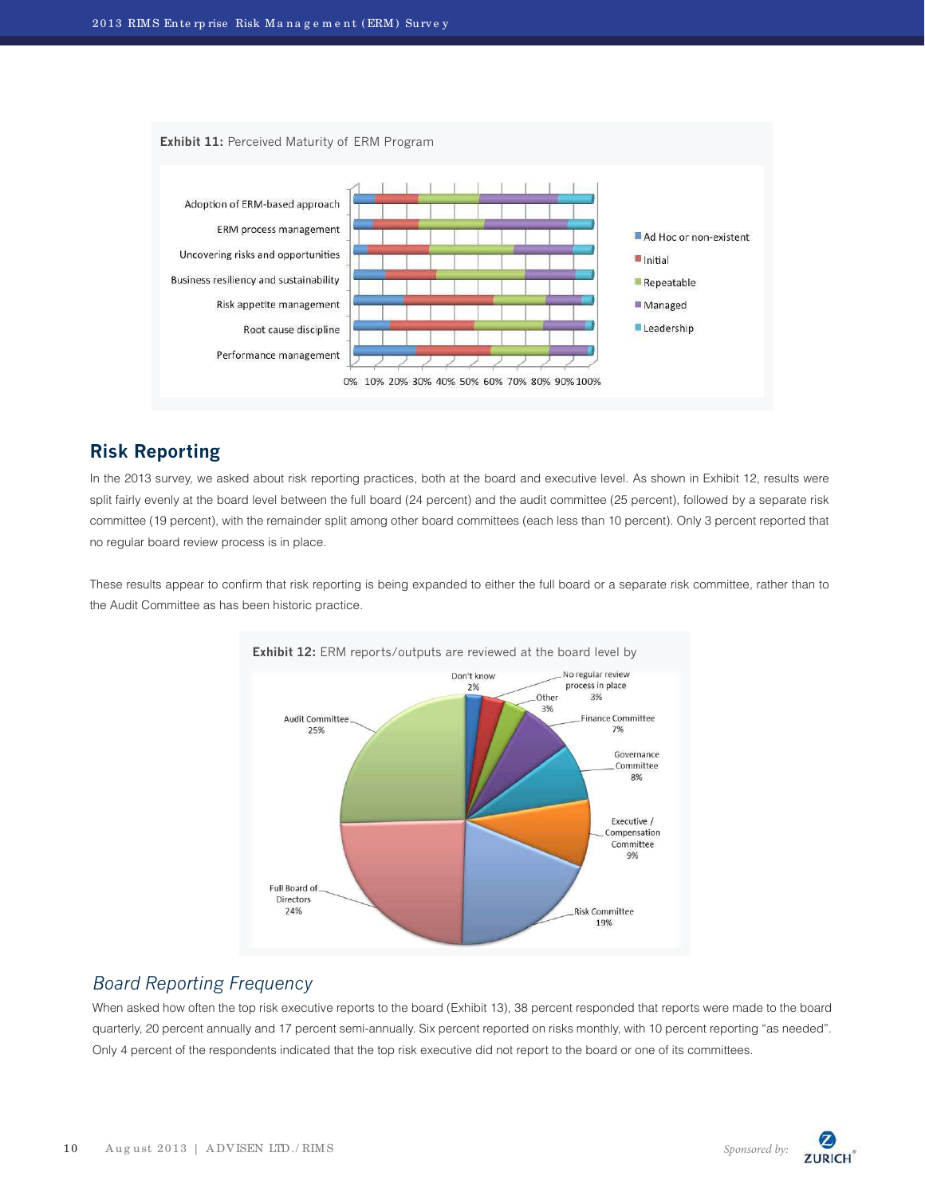**Exhibit 11:** Perceived Maturity of ERM Program

**Exhibit 12:** ERM reports/outputs are reviewed at the board level by

| Board level reviewer | Percent |
| --- | --- |
| Audit Committee | 25% |
| Full Board of Directors | 24% |
| Risk Committee | 19% |
| Executive / Compensation Committee | 9% |
| Governance Committee | 8% |
| Finance Committee | 7% |
| No regular review process in place | 3% |
| Other | 3% |
| Don't know | 2% |

## Risk Reporting

In the 2013 survey, we asked about risk reporting practices, both at the board and executive level. As shown in Exhibit 12, results were split fairly evenly at the board level between the full board (24 percent) and the audit committee (25 percent), followed by a separate risk committee (19 percent), with the remainder split among other board committees (each less than 10 percent). Only 3 percent reported that no regular board review process is in place.

These results appear to confirm that risk reporting is being expanded to either the full board or a separate risk committee, rather than to the Audit Committee as has been historic practice.

### *Board Reporting Frequency*

When asked how often the top risk executive reports to the board (Exhibit 13), 38 percent responded that reports were made to the board quarterly, 20 percent annually and 17 percent semi-annually. Six percent reported on risks monthly, with 10 percent reporting "as needed". Only 4 percent of the respondents indicated that the top risk executive did not report to the board or one of its committees.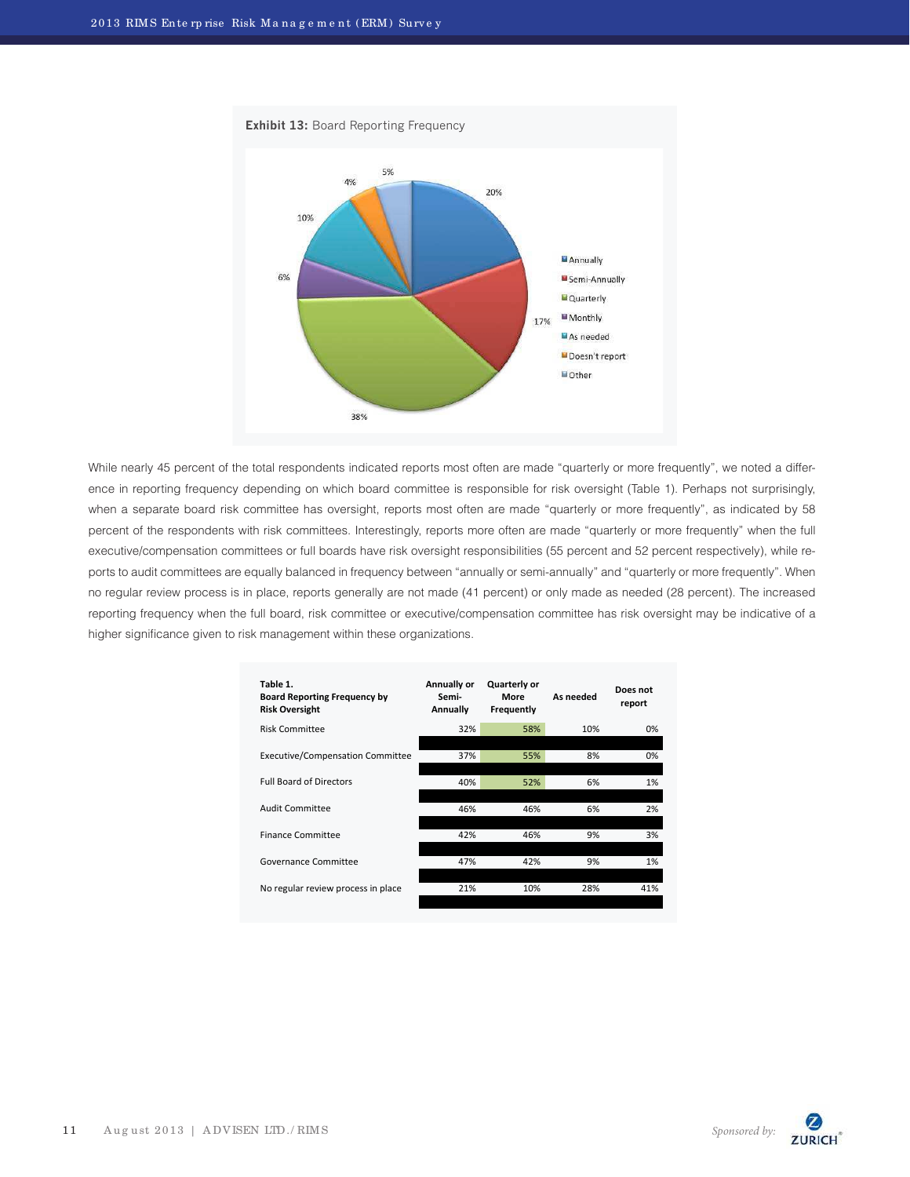**Exhibit 13:** Board Reporting Frequency

While nearly 45 percent of the total respondents indicated reports most often are made "quarterly or more frequently", we noted a difference in reporting frequency depending on which board committee is responsible for risk oversight (Table 1). Perhaps not surprisingly, when a separate board risk committee has oversight, reports most often are made "quarterly or more frequently", as indicated by 58 percent of the respondents with risk committees. Interestingly, reports more often are made "quarterly or more frequently" when the full executive/compensation committees or full boards have risk oversight responsibilities (55 percent and 52 percent respectively), while reports to audit committees are equally balanced in frequency between "annually or semi-annually" and "quarterly or more frequently". When no regular review process is in place, reports generally are not made (41 percent) or only made as needed (28 percent). The increased reporting frequency when the full board, risk committee or executive/compensation committee has risk oversight may be indicative of a higher significance given to risk management within these organizations.

| **Table 1. Board Reporting Frequency by Risk Oversight** | **Annually or Semi-Annually** | **Quarterly or More Frequently** | **As needed** | **Does not report** |
|---|---|---|---|---|
| Risk Committee | 32% | 58% | 10% | 0% |
| Executive/Compensation Committee | 37% | 55% | 8% | 0% |
| Full Board of Directors | 40% | 52% | 6% | 1% |
| Audit Committee | 46% | 46% | 6% | 2% |
| Finance Committee | 42% | 46% | 9% | 3% |
| Governance Committee | 47% | 42% | 9% | 1% |
| No regular review process in place | 21% | 10% | 28% | 41% |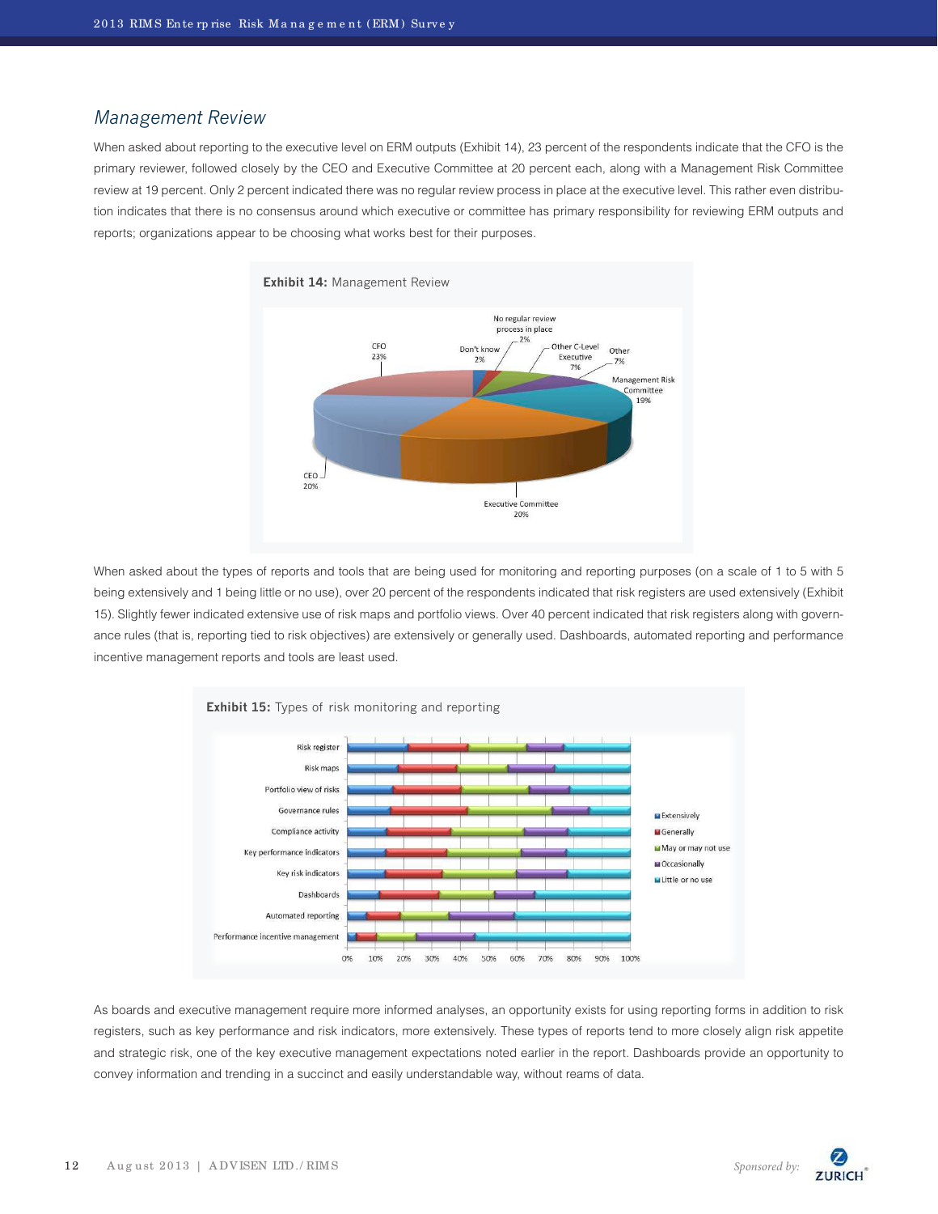## Management Review

When asked about reporting to the executive level on ERM outputs (Exhibit 14), 23 percent of the respondents indicate that the CFO is the primary reviewer, followed closely by the CEO and Executive Committee at 20 percent each, along with a Management Risk Committee review at 19 percent. Only 2 percent indicated there was no regular review process in place at the executive level. This rather even distribution indicates that there is no consensus around which executive or committee has primary responsibility for reviewing ERM outputs and reports; organizations appear to be choosing what works best for their purposes.

**Exhibit 14:** Management Review

When asked about the types of reports and tools that are being used for monitoring and reporting purposes (on a scale of 1 to 5 with 5 being extensively and 1 being little or no use), over 20 percent of the respondents indicated that risk registers are used extensively (Exhibit 15). Slightly fewer indicated extensive use of risk maps and portfolio views. Over 40 percent indicated that risk registers along with governance rules (that is, reporting tied to risk objectives) are extensively or generally used. Dashboards, automated reporting and performance incentive management reports and tools are least used.

**Exhibit 15:** Types of risk monitoring and reporting

As boards and executive management require more informed analyses, an opportunity exists for using reporting forms in addition to risk registers, such as key performance and risk indicators, more extensively. These types of reports tend to more closely align risk appetite and strategic risk, one of the key executive management expectations noted earlier in the report. Dashboards provide an opportunity to convey information and trending in a succinct and easily understandable way, without reams of data.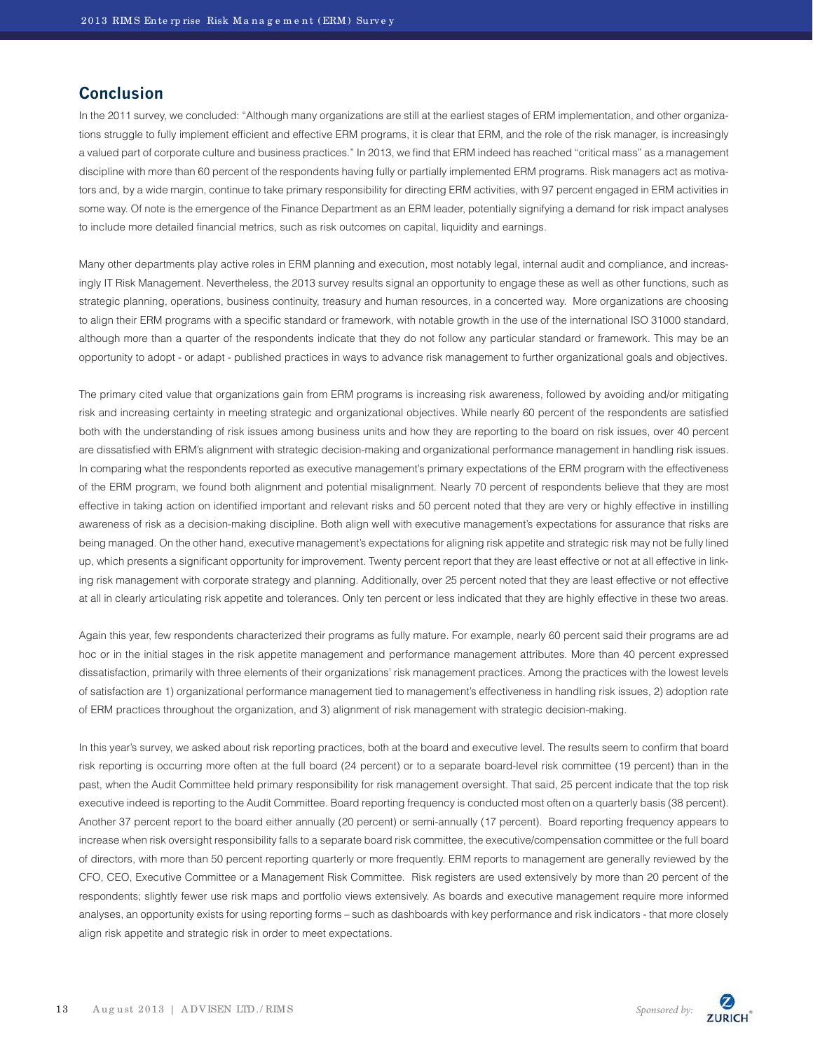## Conclusion

In the 2011 survey, we concluded: "Although many organizations are still at the earliest stages of ERM implementation, and other organizations struggle to fully implement efficient and effective ERM programs, it is clear that ERM, and the role of the risk manager, is increasingly a valued part of corporate culture and business practices." In 2013, we find that ERM indeed has reached "critical mass" as a management discipline with more than 60 percent of the respondents having fully or partially implemented ERM programs. Risk managers act as motivators and, by a wide margin, continue to take primary responsibility for directing ERM activities, with 97 percent engaged in ERM activities in some way. Of note is the emergence of the Finance Department as an ERM leader, potentially signifying a demand for risk impact analyses to include more detailed financial metrics, such as risk outcomes on capital, liquidity and earnings.

Many other departments play active roles in ERM planning and execution, most notably legal, internal audit and compliance, and increasingly IT Risk Management. Nevertheless, the 2013 survey results signal an opportunity to engage these as well as other functions, such as strategic planning, operations, business continuity, treasury and human resources, in a concerted way. More organizations are choosing to align their ERM programs with a specific standard or framework, with notable growth in the use of the international ISO 31000 standard, although more than a quarter of the respondents indicate that they do not follow any particular standard or framework. This may be an opportunity to adopt - or adapt - published practices in ways to advance risk management to further organizational goals and objectives.

The primary cited value that organizations gain from ERM programs is increasing risk awareness, followed by avoiding and/or mitigating risk and increasing certainty in meeting strategic and organizational objectives. While nearly 60 percent of the respondents are satisfied both with the understanding of risk issues among business units and how they are reporting to the board on risk issues, over 40 percent are dissatisfied with ERM's alignment with strategic decision-making and organizational performance management in handling risk issues. In comparing what the respondents reported as executive management's primary expectations of the ERM program with the effectiveness of the ERM program, we found both alignment and potential misalignment. Nearly 70 percent of respondents believe that they are most effective in taking action on identified important and relevant risks and 50 percent noted that they are very or highly effective in instilling awareness of risk as a decision-making discipline. Both align well with executive management's expectations for assurance that risks are being managed. On the other hand, executive management's expectations for aligning risk appetite and strategic risk may not be fully lined up, which presents a significant opportunity for improvement. Twenty percent report that they are least effective or not at all effective in linking risk management with corporate strategy and planning. Additionally, over 25 percent noted that they are least effective or not effective at all in clearly articulating risk appetite and tolerances. Only ten percent or less indicated that they are highly effective in these two areas.

Again this year, few respondents characterized their programs as fully mature. For example, nearly 60 percent said their programs are ad hoc or in the initial stages in the risk appetite management and performance management attributes. More than 40 percent expressed dissatisfaction, primarily with three elements of their organizations' risk management practices. Among the practices with the lowest levels of satisfaction are 1) organizational performance management tied to management's effectiveness in handling risk issues, 2) adoption rate of ERM practices throughout the organization, and 3) alignment of risk management with strategic decision-making.

In this year's survey, we asked about risk reporting practices, both at the board and executive level. The results seem to confirm that board risk reporting is occurring more often at the full board (24 percent) or to a separate board-level risk committee (19 percent) than in the past, when the Audit Committee held primary responsibility for risk management oversight. That said, 25 percent indicate that the top risk executive indeed is reporting to the Audit Committee. Board reporting frequency is conducted most often on a quarterly basis (38 percent). Another 37 percent report to the board either annually (20 percent) or semi-annually (17 percent). Board reporting frequency appears to increase when risk oversight responsibility falls to a separate board risk committee, the executive/compensation committee or the full board of directors, with more than 50 percent reporting quarterly or more frequently. ERM reports to management are generally reviewed by the CFO, CEO, Executive Committee or a Management Risk Committee. Risk registers are used extensively by more than 20 percent of the respondents; slightly fewer use risk maps and portfolio views extensively. As boards and executive management require more informed analyses, an opportunity exists for using reporting forms – such as dashboards with key performance and risk indicators - that more closely align risk appetite and strategic risk in order to meet expectations.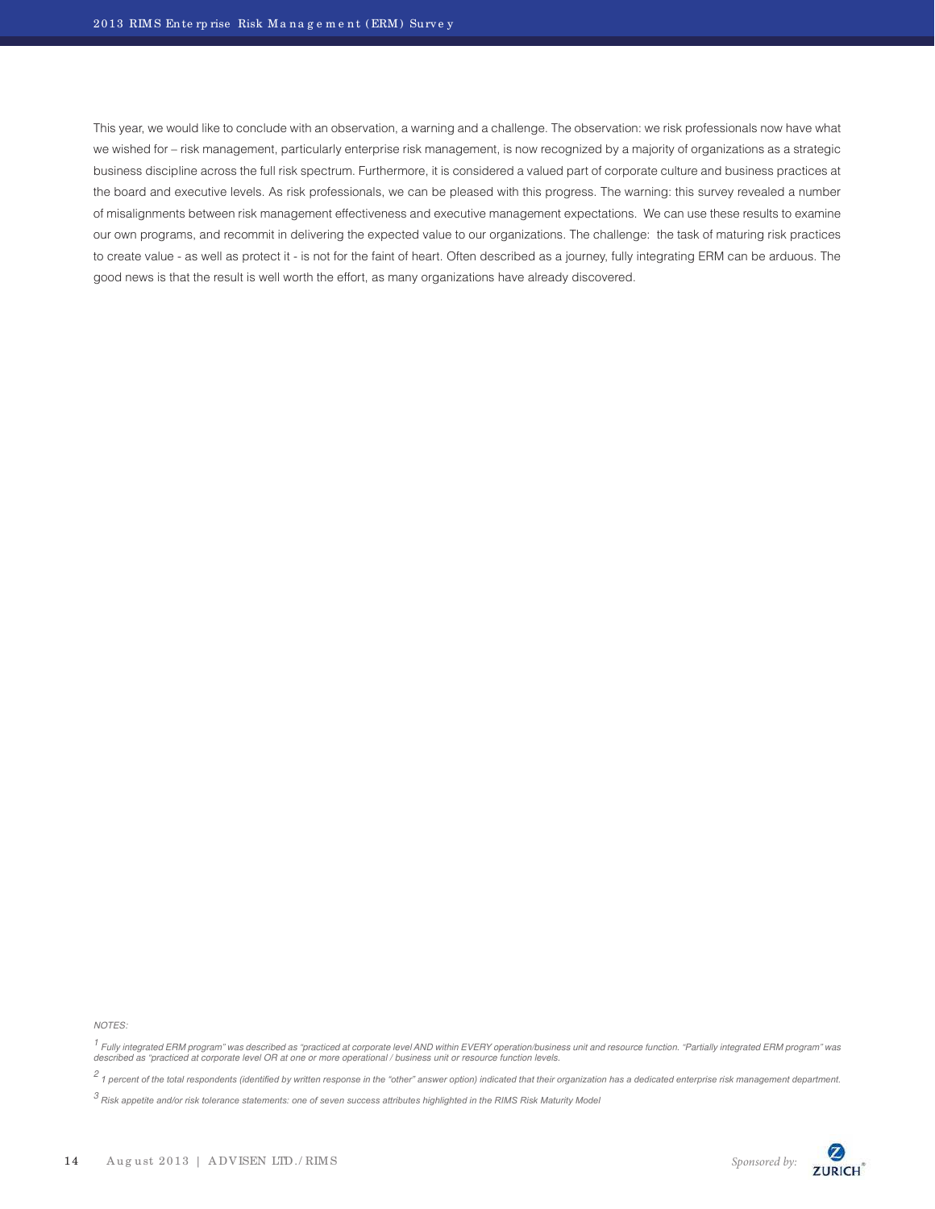This year, we would like to conclude with an observation, a warning and a challenge. The observation: we risk professionals now have what we wished for – risk management, particularly enterprise risk management, is now recognized by a majority of organizations as a strategic business discipline across the full risk spectrum. Furthermore, it is considered a valued part of corporate culture and business practices at the board and executive levels. As risk professionals, we can be pleased with this progress. The warning: this survey revealed a number of misalignments between risk management effectiveness and executive management expectations. We can use these results to examine our own programs, and recommit in delivering the expected value to our organizations. The challenge: the task of maturing risk practices to create value - as well as protect it - is not for the faint of heart. Often described as a journey, fully integrating ERM can be arduous. The good news is that the result is well worth the effort, as many organizations have already discovered.

*NOTES:*

[1] *Fully integrated ERM program" was described as "practiced at corporate level AND within EVERY operation/business unit and resource function. "Partially integrated ERM program" was described as "practiced at corporate level OR at one or more operational / business unit or resource function levels.*

[2] *1 percent of the total respondents (identified by written response in the "other" answer option) indicated that their organization has a dedicated enterprise risk management department.*

[3] *Risk appetite and/or risk tolerance statements: one of seven success attributes highlighted in the RIMS Risk Maturity Model*